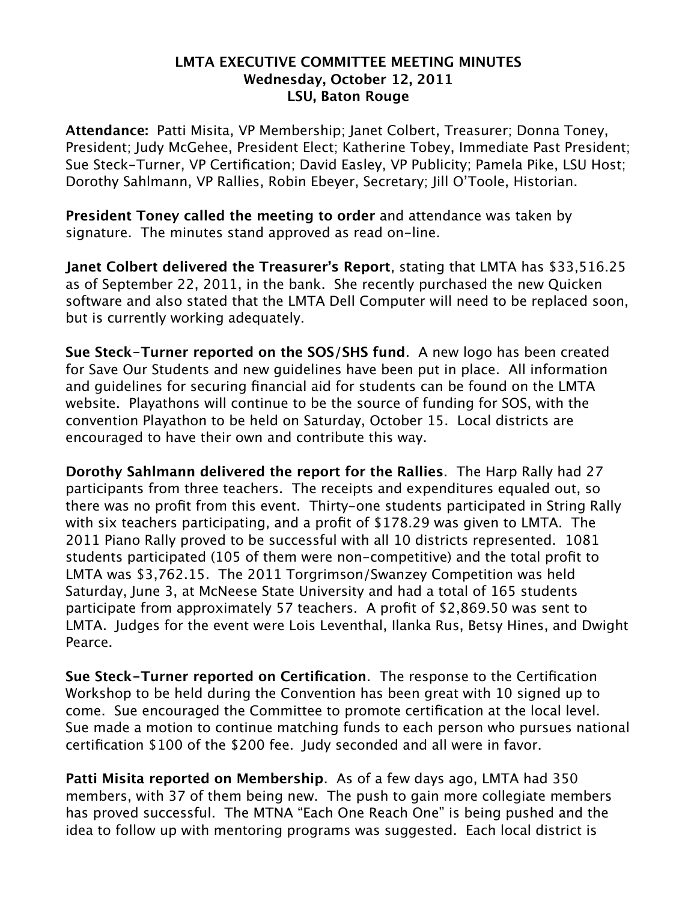**LMTA EXECUTIVE COMMITTEE MEETING MINUTES**
**Wednesday, October 12, 2011**
**LSU, Baton Rouge**

**Attendance:** Patti Misita, VP Membership; Janet Colbert, Treasurer; Donna Toney, President; Judy McGehee, President Elect; Katherine Tobey, Immediate Past President; Sue Steck-Turner, VP Certification; David Easley, VP Publicity; Pamela Pike, LSU Host; Dorothy Sahlmann, VP Rallies, Robin Ebeyer, Secretary; Jill O'Toole, Historian.

**President Toney called the meeting to order** and attendance was taken by signature. The minutes stand approved as read on-line.

**Janet Colbert delivered the Treasurer's Report**, stating that LMTA has $33,516.25 as of September 22, 2011, in the bank. She recently purchased the new Quicken software and also stated that the LMTA Dell Computer will need to be replaced soon, but is currently working adequately.

**Sue Steck-Turner reported on the SOS/SHS fund**. A new logo has been created for Save Our Students and new guidelines have been put in place. All information and guidelines for securing financial aid for students can be found on the LMTA website. Playathons will continue to be the source of funding for SOS, with the convention Playathon to be held on Saturday, October 15. Local districts are encouraged to have their own and contribute this way.

**Dorothy Sahlmann delivered the report for the Rallies**. The Harp Rally had 27 participants from three teachers. The receipts and expenditures equaled out, so there was no profit from this event. Thirty-one students participated in String Rally with six teachers participating, and a profit of $178.29 was given to LMTA. The 2011 Piano Rally proved to be successful with all 10 districts represented. 1081 students participated (105 of them were non-competitive) and the total profit to LMTA was $3,762.15. The 2011 Torgrimson/Swanzey Competition was held Saturday, June 3, at McNeese State University and had a total of 165 students participate from approximately 57 teachers. A profit of $2,869.50 was sent to LMTA. Judges for the event were Lois Leventhal, Ilanka Rus, Betsy Hines, and Dwight Pearce.

**Sue Steck-Turner reported on Certification**. The response to the Certification Workshop to be held during the Convention has been great with 10 signed up to come. Sue encouraged the Committee to promote certification at the local level. Sue made a motion to continue matching funds to each person who pursues national certification $100 of the $200 fee. Judy seconded and all were in favor.

**Patti Misita reported on Membership**. As of a few days ago, LMTA had 350 members, with 37 of them being new. The push to gain more collegiate members has proved successful. The MTNA "Each One Reach One" is being pushed and the idea to follow up with mentoring programs was suggested. Each local district is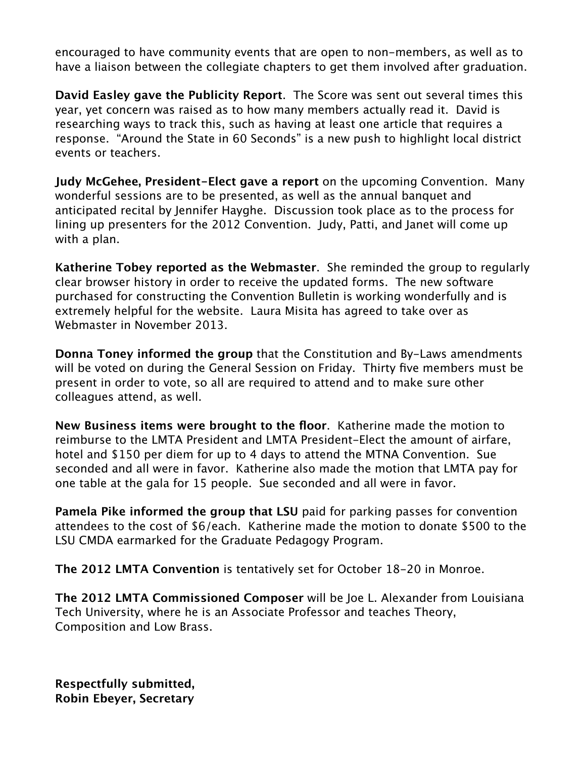encouraged to have community events that are open to non-members, as well as to have a liaison between the collegiate chapters to get them involved after graduation.

**David Easley gave the Publicity Report**. The Score was sent out several times this year, yet concern was raised as to how many members actually read it. David is researching ways to track this, such as having at least one article that requires a response. "Around the State in 60 Seconds" is a new push to highlight local district events or teachers.

**Judy McGehee, President-Elect gave a report** on the upcoming Convention. Many wonderful sessions are to be presented, as well as the annual banquet and anticipated recital by Jennifer Hayghe. Discussion took place as to the process for lining up presenters for the 2012 Convention. Judy, Patti, and Janet will come up with a plan.

**Katherine Tobey reported as the Webmaster**. She reminded the group to regularly clear browser history in order to receive the updated forms. The new software purchased for constructing the Convention Bulletin is working wonderfully and is extremely helpful for the website. Laura Misita has agreed to take over as Webmaster in November 2013.

**Donna Toney informed the group** that the Constitution and By-Laws amendments will be voted on during the General Session on Friday. Thirty five members must be present in order to vote, so all are required to attend and to make sure other colleagues attend, as well.

**New Business items were brought to the floor**. Katherine made the motion to reimburse to the LMTA President and LMTA President-Elect the amount of airfare, hotel and $150 per diem for up to 4 days to attend the MTNA Convention. Sue seconded and all were in favor. Katherine also made the motion that LMTA pay for one table at the gala for 15 people. Sue seconded and all were in favor.

**Pamela Pike informed the group that LSU** paid for parking passes for convention attendees to the cost of $6/each. Katherine made the motion to donate $500 to the LSU CMDA earmarked for the Graduate Pedagogy Program.

**The 2012 LMTA Convention** is tentatively set for October 18-20 in Monroe.

**The 2012 LMTA Commissioned Composer** will be Joe L. Alexander from Louisiana Tech University, where he is an Associate Professor and teaches Theory, Composition and Low Brass.

**Respectfully submitted,**
**Robin Ebeyer, Secretary**